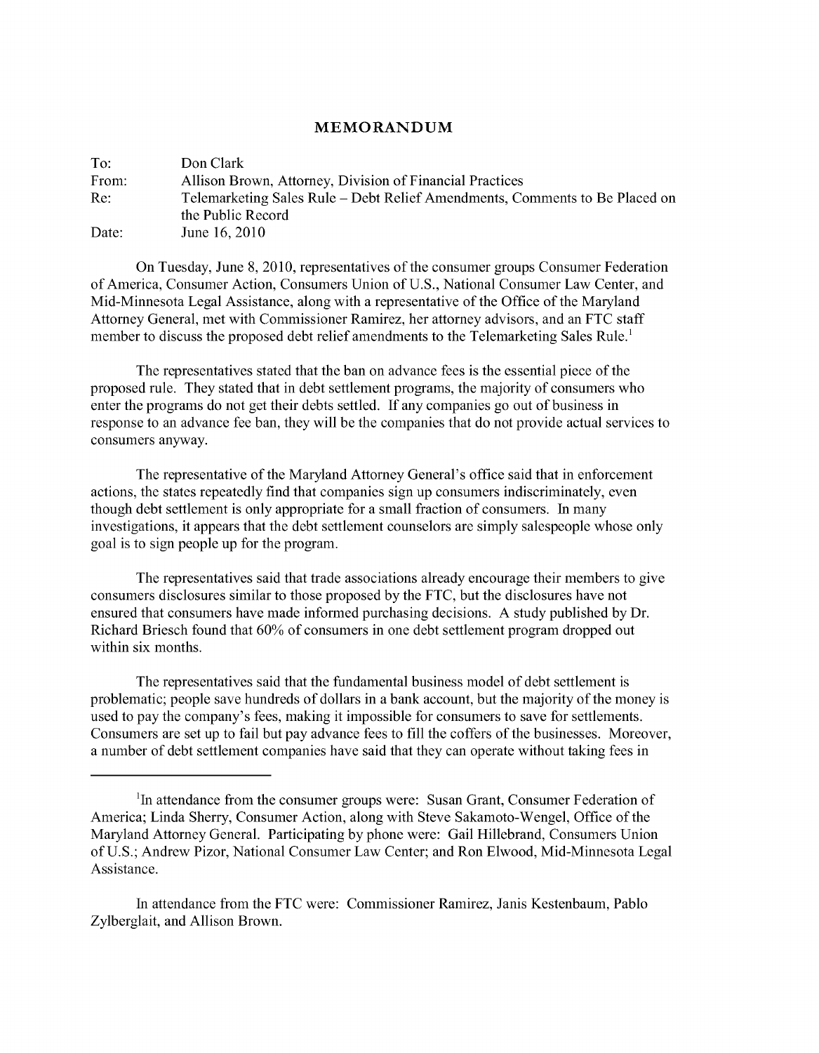# MEMORANDUM

To: Don Clark

From: Allison Brown, Attorney, Division of Financial Practices

Re: Telemarketing Sales Rule – Debt Relief Amendments, Comments to Be Placed on the Public Record

Date: June 16, 2010

On Tuesday, June 8, 2010, representatives of the consumer groups Consumer Federation of America, Consumer Action, Consumers Union of U.S., National Consumer Law Center, and Mid-Minnesota Legal Assistance, along with a representative of the Office of the Maryland Attorney General, met with Commissioner Ramirez, her attorney advisors, and an FTC staff member to discuss the proposed debt relief amendments to the Telemarketing Sales Rule.[1]

The representatives stated that the ban on advance fees is the essential piece of the proposed rule. They stated that in debt settlement programs, the majority of consumers who enter the programs do not get their debts settled. If any companies go out of business in response to an advance fee ban, they will be the companies that do not provide actual services to consumers anyway.

The representative of the Maryland Attorney General's office said that in enforcement actions, the states repeatedly find that companies sign up consumers indiscriminately, even though debt settlement is only appropriate for a small fraction of consumers. In many investigations, it appears that the debt settlement counselors are simply salespeople whose only goal is to sign people up for the program.

The representatives said that trade associations already encourage their members to give consumers disclosures similar to those proposed by the FTC, but the disclosures have not ensured that consumers have made informed purchasing decisions. A study published by Dr. Richard Briesch found that 60% of consumers in one debt settlement program dropped out within six months.

The representatives said that the fundamental business model of debt settlement is problematic; people save hundreds of dollars in a bank account, but the majority of the money is used to pay the company's fees, making it impossible for consumers to save for settlements. Consumers are set up to fail but pay advance fees to fill the coffers of the businesses. Moreover, a number of debt settlement companies have said that they can operate without taking fees in

---

[1] In attendance from the consumer groups were: Susan Grant, Consumer Federation of America; Linda Sherry, Consumer Action, along with Steve Sakamoto-Wengel, Office of the Maryland Attorney General. Participating by phone were: Gail Hillebrand, Consumers Union of U.S.; Andrew Pizor, National Consumer Law Center; and Ron Elwood, Mid-Minnesota Legal Assistance.

In attendance from the FTC were: Commissioner Ramirez, Janis Kestenbaum, Pablo Zylberglait, and Allison Brown.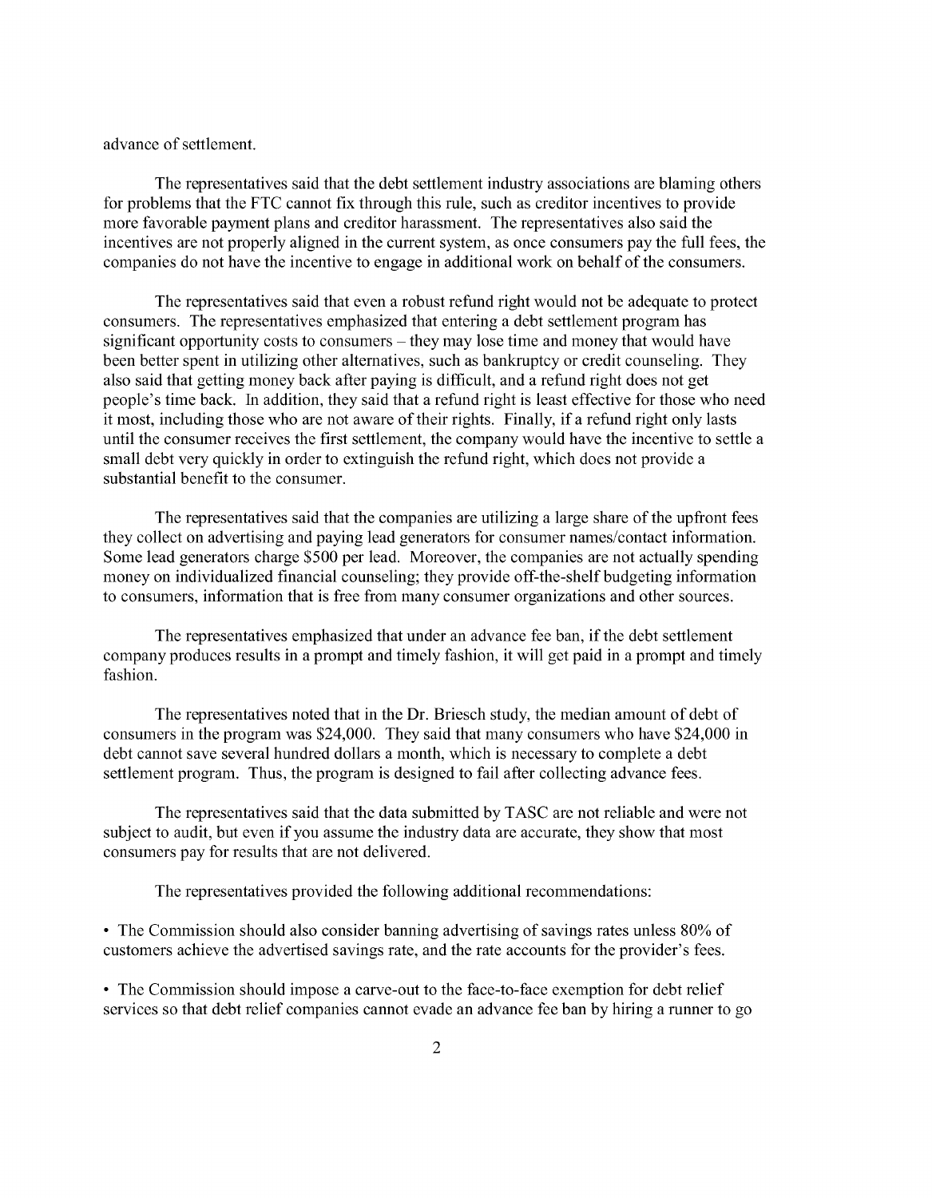advance of settlement.

The representatives said that the debt settlement industry associations are blaming others for problems that the FTC cannot fix through this rule, such as creditor incentives to provide more favorable payment plans and creditor harassment. The representatives also said the incentives are not properly aligned in the current system, as once consumers pay the full fees, the companies do not have the incentive to engage in additional work on behalf of the consumers.

The representatives said that even a robust refund right would not be adequate to protect consumers. The representatives emphasized that entering a debt settlement program has significant opportunity costs to consumers – they may lose time and money that would have been better spent in utilizing other alternatives, such as bankruptcy or credit counseling. They also said that getting money back after paying is difficult, and a refund right does not get people's time back. In addition, they said that a refund right is least effective for those who need it most, including those who are not aware of their rights. Finally, if a refund right only lasts until the consumer receives the first settlement, the company would have the incentive to settle a small debt very quickly in order to extinguish the refund right, which does not provide a substantial benefit to the consumer.

The representatives said that the companies are utilizing a large share of the upfront fees they collect on advertising and paying lead generators for consumer names/contact information. Some lead generators charge $500 per lead. Moreover, the companies are not actually spending money on individualized financial counseling; they provide off-the-shelf budgeting information to consumers, information that is free from many consumer organizations and other sources.

The representatives emphasized that under an advance fee ban, if the debt settlement company produces results in a prompt and timely fashion, it will get paid in a prompt and timely fashion.

The representatives noted that in the Dr. Briesch study, the median amount of debt of consumers in the program was $24,000. They said that many consumers who have $24,000 in debt cannot save several hundred dollars a month, which is necessary to complete a debt settlement program. Thus, the program is designed to fail after collecting advance fees.

The representatives said that the data submitted by TASC are not reliable and were not subject to audit, but even if you assume the industry data are accurate, they show that most consumers pay for results that are not delivered.

The representatives provided the following additional recommendations:

- The Commission should also consider banning advertising of savings rates unless 80% of customers achieve the advertised savings rate, and the rate accounts for the provider's fees.

- The Commission should impose a carve-out to the face-to-face exemption for debt relief services so that debt relief companies cannot evade an advance fee ban by hiring a runner to go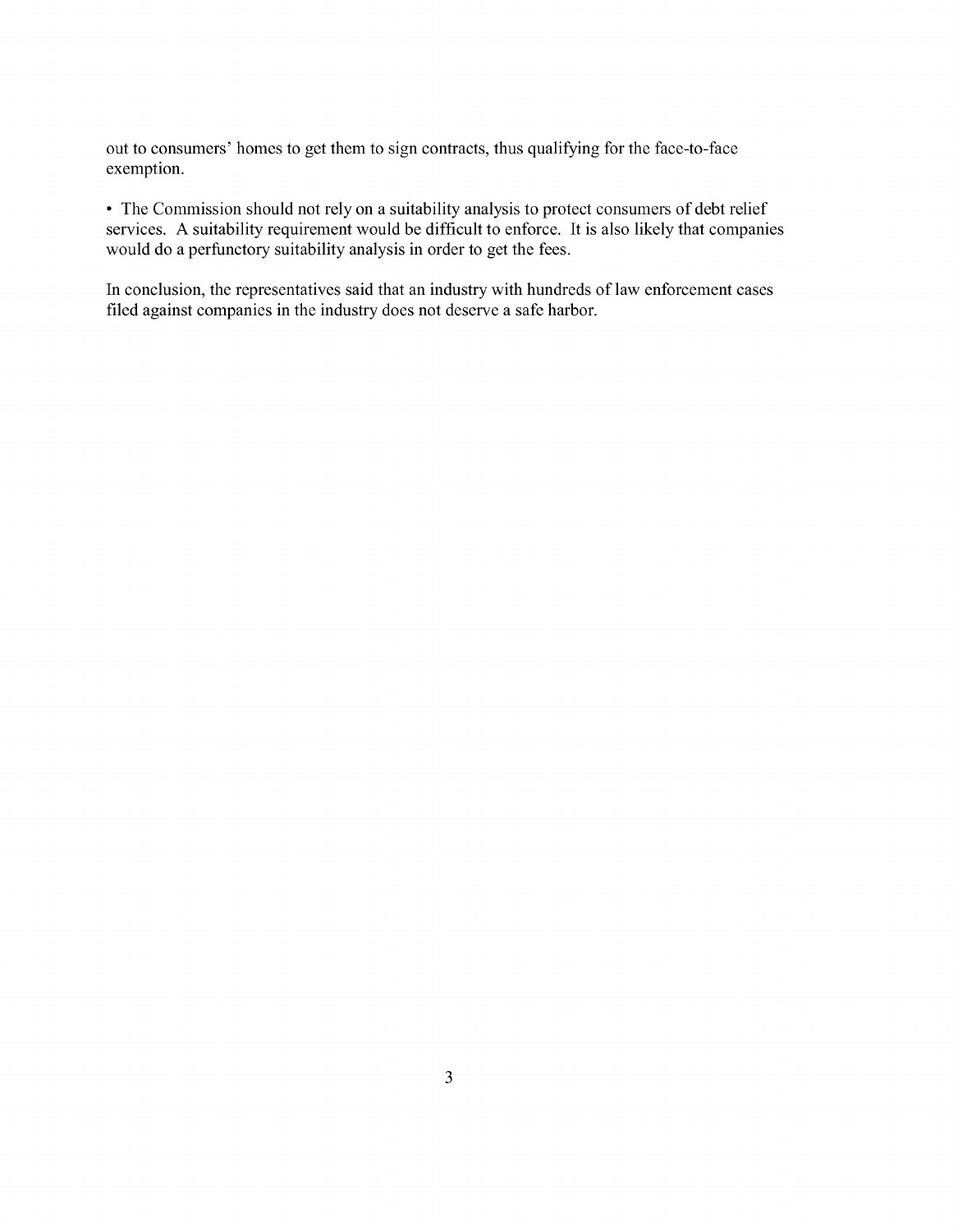out to consumers' homes to get them to sign contracts, thus qualifying for the face-to-face exemption.

• The Commission should not rely on a suitability analysis to protect consumers of debt relief services. A suitability requirement would be difficult to enforce. It is also likely that companies would do a perfunctory suitability analysis in order to get the fees.

In conclusion, the representatives said that an industry with hundreds of law enforcement cases filed against companies in the industry does not deserve a safe harbor.